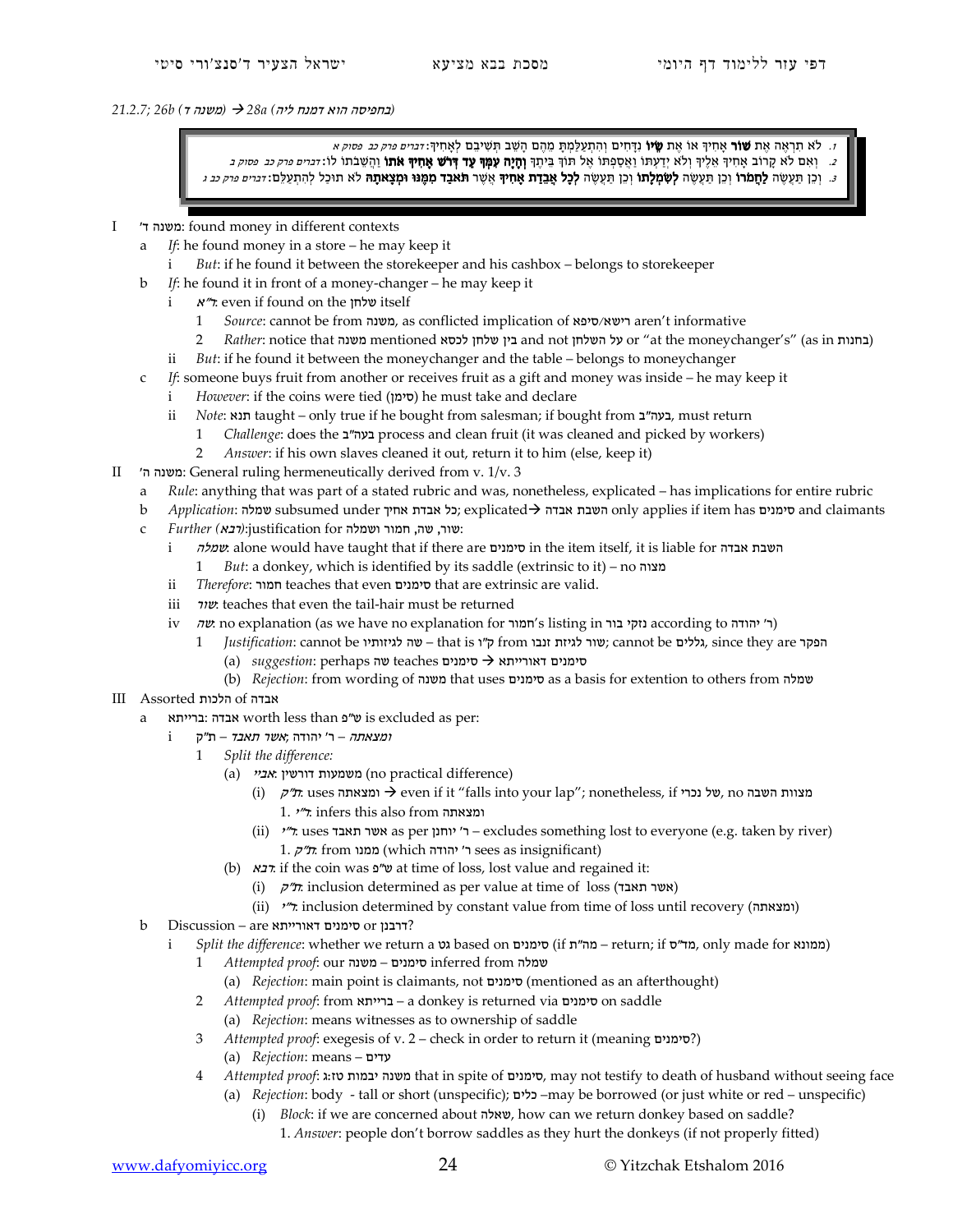*21.2.7; 26b (משנה ז) → 28a (בחפיסה הוא דמנח ליה)*

> 1. לֹא תִרְאֶה אֶת **שׁוֹר** אָחִיךָ אוֹ אֶת **שֵׂיוֹ** נִדָּחִים וְהִתְעַלַּמְתָּ מֵהֶם הָשֵׁב תְּשִׁיבֵם לְאָחִיךָ: *דברים פרק כב פסוק א*
> 2. וְאִם לֹא קָרוֹב אָחִיךָ אֵלֶיךָ וְלֹא יְדַעְתּוֹ וַאֲסַפְתּוֹ אֶל תּוֹךְ בֵּיתֶךָ **וְהָיָה עִמְּךָ עַד דְּרֹשׁ אָחִיךָ אֹתוֹ** וַהֲשֵׁבֹתוֹ לוֹ: *דברים פרק כב פסוק ב*
> 3. וְכֵן תַּעֲשֶׂה **לַחֲמֹרוֹ** וְכֵן תַּעֲשֶׂה **לְשִׂמְלָתוֹ** וְכֵן תַּעֲשֶׂה **לְכָל אֲבֵדַת אָחִיךָ** אֲשֶׁר **תֹּאבַד מִמֶּנּוּ וּמְצָאתָהּ** לֹא תוּכַל לְהִתְעַלֵּם: *דברים פרק כב ג*

- I משנה ד': found money in different contexts
  - a *If*: he found money in a store – he may keep it
    - i *But*: if he found it between the storekeeper and his cashbox – belongs to storekeeper
  - b *If*: he found it in front of a money-changer – he may keep it
    - i *ר"א*: even if found on the שלחן itself
      - 1 *Source*: cannot be from משנה, as conflicted implication of רישא/סיפא aren't informative
      - 2 *Rather*: notice that משנה mentioned בין שלחן לכסא and not על השלחן or "at the moneychanger's" (as in בחנות)
    - ii *But*: if he found it between the moneychanger and the table – belongs to moneychanger
  - c *If*: someone buys fruit from another or receives fruit as a gift and money was inside – he may keep it
    - i *However*: if the coins were tied (סימן) he must take and declare
    - ii *Note*: תנא taught – only true if he bought from salesman; if bought from בעה"ב, must return
      - 1 *Challenge*: does the בעה"ב process and clean fruit (it was cleaned and picked by workers)
      - 2 *Answer*: if his own slaves cleaned it out, return it to him (else, keep it)
- II משנה ה': General ruling hermeneutically derived from v. 1/v. 3
  - a *Rule*: anything that was part of a stated rubric and was, nonetheless, explicated – has implications for entire rubric
  - b *Application*: שמלה subsumed under כל אבדת אחיך; explicated→ השבת אבדה only applies if item has סימנים and claimants
  - c *Further (רבא)*:justification for שור, שה, חמור ושמלה:
    - i *שמלה*: alone would have taught that if there are סימנים in the item itself, it is liable for השבת אבדה
      - 1 *But*: a donkey, which is identified by its saddle (extrinsic to it) – no מצוה
    - ii *Therefore*: חמור teaches that even סימנים that are extrinsic are valid.
    - iii *שור*: teaches that even the tail-hair must be returned
    - iv *שה*: no explanation (as we have no explanation for חמור's listing in נזקי בור according to ר' יהודה)
      - 1 *Justification*: cannot be שה לגיזותיו – that is ק"ו from שור לגיזת זנבו; cannot be גללים, since they are הפקר
        - (a) *suggestion*: perhaps שה teaches סימנים → סימנים דאורייתא
        - (b) *Rejection*: from wording of משנה that uses סימנים as a basis for extention to others from שמלה
- III Assorted הלכות of אבדה
  - a אבדה :ברייתא worth less than ש"פ is excluded as per:
    - i *ומצאתה* – ר' יהודה ;*אשר תאבד* – ת"ק
      - 1 *Split the difference:*
        - (a) *אביי*: משמעות דורשין (no practical difference)
          - (i) *ת"ק*: uses ומצאתה → even if it "falls into your lap"; nonetheless, if של נכרי, no מצוות השבה
            - 1. *ר"י*: infers this also from ומצאתה
          - (ii) *ר"י*: uses אשר תאבד as per ר' יוחנן – excludes something lost to everyone (e.g. taken by river)
            - 1. *ת"ק*: from ממנו (which ר' יהודה sees as insignificant)
        - (b) *רבא*: if the coin was ש"פ at time of loss, lost value and regained it:
          - (i) *ת"ק*: inclusion determined as per value at time of loss (אשר תאבד)
          - (ii) *ר"י*: inclusion determined by constant value from time of loss until recovery (ומצאתה)
  - b Discussion – are סימנים דאורייתא or דרבנן?
    - i *Split the difference*: whether we return a גט based on סימנים (if מה"ת – return; if מד"ס, only made for ממונא)
      - 1 *Attempted proof*: our משנה – סימנים inferred from שמלה
        - (a) *Rejection*: main point is claimants, not סימנים (mentioned as an afterthought)
      - 2 *Attempted proof*: from ברייתא – a donkey is returned via סימנים on saddle
        - (a) *Rejection*: means witnesses as to ownership of saddle
      - 3 *Attempted proof*: exegesis of v. 2 – check in order to return it (meaning סימנים?)
        - (a) *Rejection*: means – עדים
      - 4 *Attempted proof*: משנה יבמות טז:ג that in spite of סימנים, may not testify to death of husband without seeing face
        - (a) *Rejection*: body - tall or short (unspecific); כלים –may be borrowed (or just white or red – unspecific)
          - (i) *Block*: if we are concerned about שאלה, how can we return donkey based on saddle?
            - 1. *Answer*: people don't borrow saddles as they hurt the donkeys (if not properly fitted)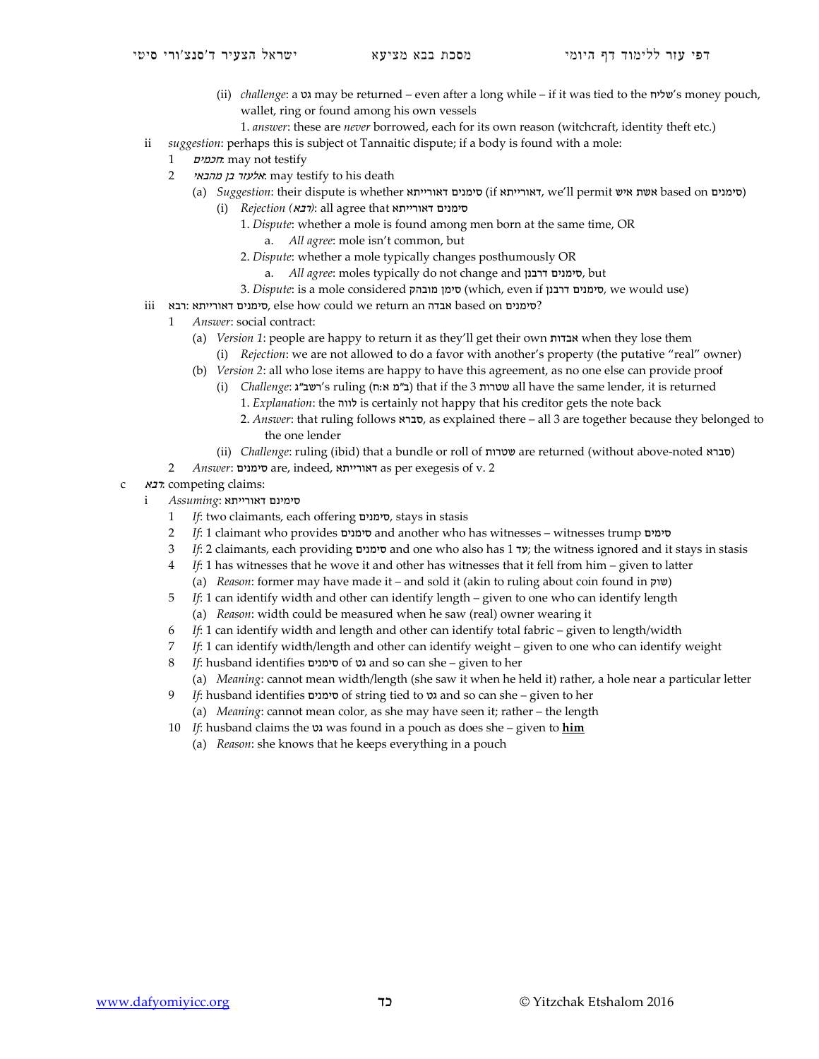(ii) *challenge*: a גט may be returned – even after a long while – if it was tied to the שליח's money pouch, wallet, ring or found among his own vessels

1. *answer*: these are *never* borrowed, each for its own reason (witchcraft, identity theft etc.)

ii *suggestion*: perhaps this is subject ot Tannaitic dispute; if a body is found with a mole:

1 *חכמים*: may not testify

2 *אלעזר בן מהבאי*: may testify to his death

(a) *Suggestion*: their dispute is whether סימנים דאורייתא (if דאורייתא, we'll permit אשת איש based on סימנים)

(i) *Rejection (רבא)*: all agree that סימנים דאורייתא

1. *Dispute*: whether a mole is found among men born at the same time, OR

a. *All agree*: mole isn't common, but

2. *Dispute*: whether a mole typically changes posthumously OR

a. *All agree*: moles typically do not change and סימנים דרבנן, but

3. *Dispute*: is a mole considered סימן מובהק (which, even if סימנים דרבנן, we would use)

iii רבא: סימנים דאורייתא, else how could we return an אבדה based on סימנים?

1 *Answer*: social contract:

(a) *Version 1*: people are happy to return it as they'll get their own אבדות when they lose them

(i) *Rejection*: we are not allowed to do a favor with another's property (the putative "real" owner)

(b) *Version 2*: all who lose items are happy to have this agreement, as no one else can provide proof

(i) *Challenge*: רשב"ג's ruling (ב"מ א:ח) that if the 3 שטרות all have the same lender, it is returned

1. *Explanation*: the לווה is certainly not happy that his creditor gets the note back

2. *Answer*: that ruling follows סברא, as explained there – all 3 are together because they belonged to the one lender

(ii) *Challenge*: ruling (ibid) that a bundle or roll of שטרות are returned (without above-noted סברא)

2 *Answer*: סימנים are, indeed, דאורייתא as per exegesis of v. 2

c *רבא*: competing claims:

i *Assuming*: סימנם דאורייתא

1 *If*: two claimants, each offering סימנים, stays in stasis

2 *If*: 1 claimant who provides סימנים and another who has witnesses – witnesses trump סימים

3 *If*: 2 claimants, each providing סימנים and one who also has 1 עד; the witness ignored and it stays in stasis

4 *If*: 1 has witnesses that he wove it and other has witnesses that it fell from him – given to latter

(a) *Reason*: former may have made it – and sold it (akin to ruling about coin found in שוק)

5 *If*: 1 can identify width and other can identify length – given to one who can identify length

(a) *Reason*: width could be measured when he saw (real) owner wearing it

6 *If*: 1 can identify width and length and other can identify total fabric – given to length/width

7 *If*: 1 can identify width/length and other can identify weight – given to one who can identify weight

8 *If*: husband identifies סימנים of גט and so can she – given to her

(a) *Meaning*: cannot mean width/length (she saw it when he held it) rather, a hole near a particular letter

9 *If*: husband identifies סימנים of string tied to גט and so can she – given to her

(a) *Meaning*: cannot mean color, as she may have seen it; rather – the length

10 *If*: husband claims the גט was found in a pouch as does she – given to **<u>him</u>**

(a) *Reason*: she knows that he keeps everything in a pouch